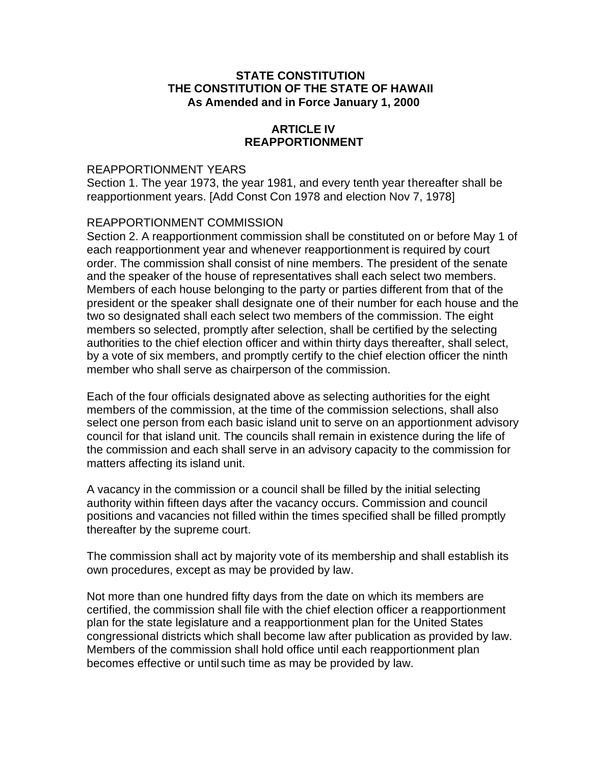# STATE CONSTITUTION
# THE CONSTITUTION OF THE STATE OF HAWAII
**As Amended and in Force January 1, 2000**

## ARTICLE IV
## REAPPORTIONMENT

REAPPORTIONMENT YEARS

Section 1. The year 1973, the year 1981, and every tenth year thereafter shall be reapportionment years. [Add Const Con 1978 and election Nov 7, 1978]

REAPPORTIONMENT COMMISSION

Section 2. A reapportionment commission shall be constituted on or before May 1 of each reapportionment year and whenever reapportionment is required by court order. The commission shall consist of nine members. The president of the senate and the speaker of the house of representatives shall each select two members. Members of each house belonging to the party or parties different from that of the president or the speaker shall designate one of their number for each house and the two so designated shall each select two members of the commission. The eight members so selected, promptly after selection, shall be certified by the selecting authorities to the chief election officer and within thirty days thereafter, shall select, by a vote of six members, and promptly certify to the chief election officer the ninth member who shall serve as chairperson of the commission.

Each of the four officials designated above as selecting authorities for the eight members of the commission, at the time of the commission selections, shall also select one person from each basic island unit to serve on an apportionment advisory council for that island unit. The councils shall remain in existence during the life of the commission and each shall serve in an advisory capacity to the commission for matters affecting its island unit.

A vacancy in the commission or a council shall be filled by the initial selecting authority within fifteen days after the vacancy occurs. Commission and council positions and vacancies not filled within the times specified shall be filled promptly thereafter by the supreme court.

The commission shall act by majority vote of its membership and shall establish its own procedures, except as may be provided by law.

Not more than one hundred fifty days from the date on which its members are certified, the commission shall file with the chief election officer a reapportionment plan for the state legislature and a reapportionment plan for the United States congressional districts which shall become law after publication as provided by law. Members of the commission shall hold office until each reapportionment plan becomes effective or until such time as may be provided by law.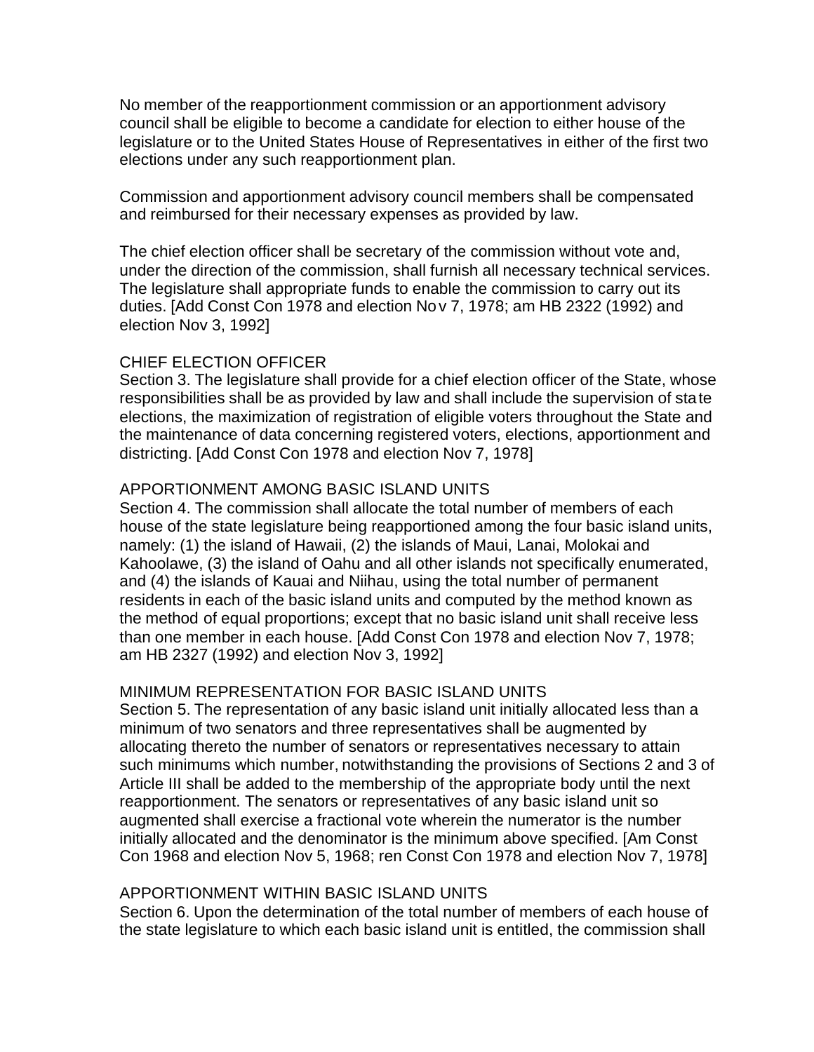No member of the reapportionment commission or an apportionment advisory council shall be eligible to become a candidate for election to either house of the legislature or to the United States House of Representatives in either of the first two elections under any such reapportionment plan.

Commission and apportionment advisory council members shall be compensated and reimbursed for their necessary expenses as provided by law.

The chief election officer shall be secretary of the commission without vote and, under the direction of the commission, shall furnish all necessary technical services. The legislature shall appropriate funds to enable the commission to carry out its duties. [Add Const Con 1978 and election Nov 7, 1978; am HB 2322 (1992) and election Nov 3, 1992]

## CHIEF ELECTION OFFICER

Section 3. The legislature shall provide for a chief election officer of the State, whose responsibilities shall be as provided by law and shall include the supervision of state elections, the maximization of registration of eligible voters throughout the State and the maintenance of data concerning registered voters, elections, apportionment and districting. [Add Const Con 1978 and election Nov 7, 1978]

## APPORTIONMENT AMONG BASIC ISLAND UNITS

Section 4. The commission shall allocate the total number of members of each house of the state legislature being reapportioned among the four basic island units, namely: (1) the island of Hawaii, (2) the islands of Maui, Lanai, Molokai and Kahoolawe, (3) the island of Oahu and all other islands not specifically enumerated, and (4) the islands of Kauai and Niihau, using the total number of permanent residents in each of the basic island units and computed by the method known as the method of equal proportions; except that no basic island unit shall receive less than one member in each house. [Add Const Con 1978 and election Nov 7, 1978; am HB 2327 (1992) and election Nov 3, 1992]

## MINIMUM REPRESENTATION FOR BASIC ISLAND UNITS

Section 5. The representation of any basic island unit initially allocated less than a minimum of two senators and three representatives shall be augmented by allocating thereto the number of senators or representatives necessary to attain such minimums which number, notwithstanding the provisions of Sections 2 and 3 of Article III shall be added to the membership of the appropriate body until the next reapportionment. The senators or representatives of any basic island unit so augmented shall exercise a fractional vote wherein the numerator is the number initially allocated and the denominator is the minimum above specified. [Am Const Con 1968 and election Nov 5, 1968; ren Const Con 1978 and election Nov 7, 1978]

## APPORTIONMENT WITHIN BASIC ISLAND UNITS

Section 6. Upon the determination of the total number of members of each house of the state legislature to which each basic island unit is entitled, the commission shall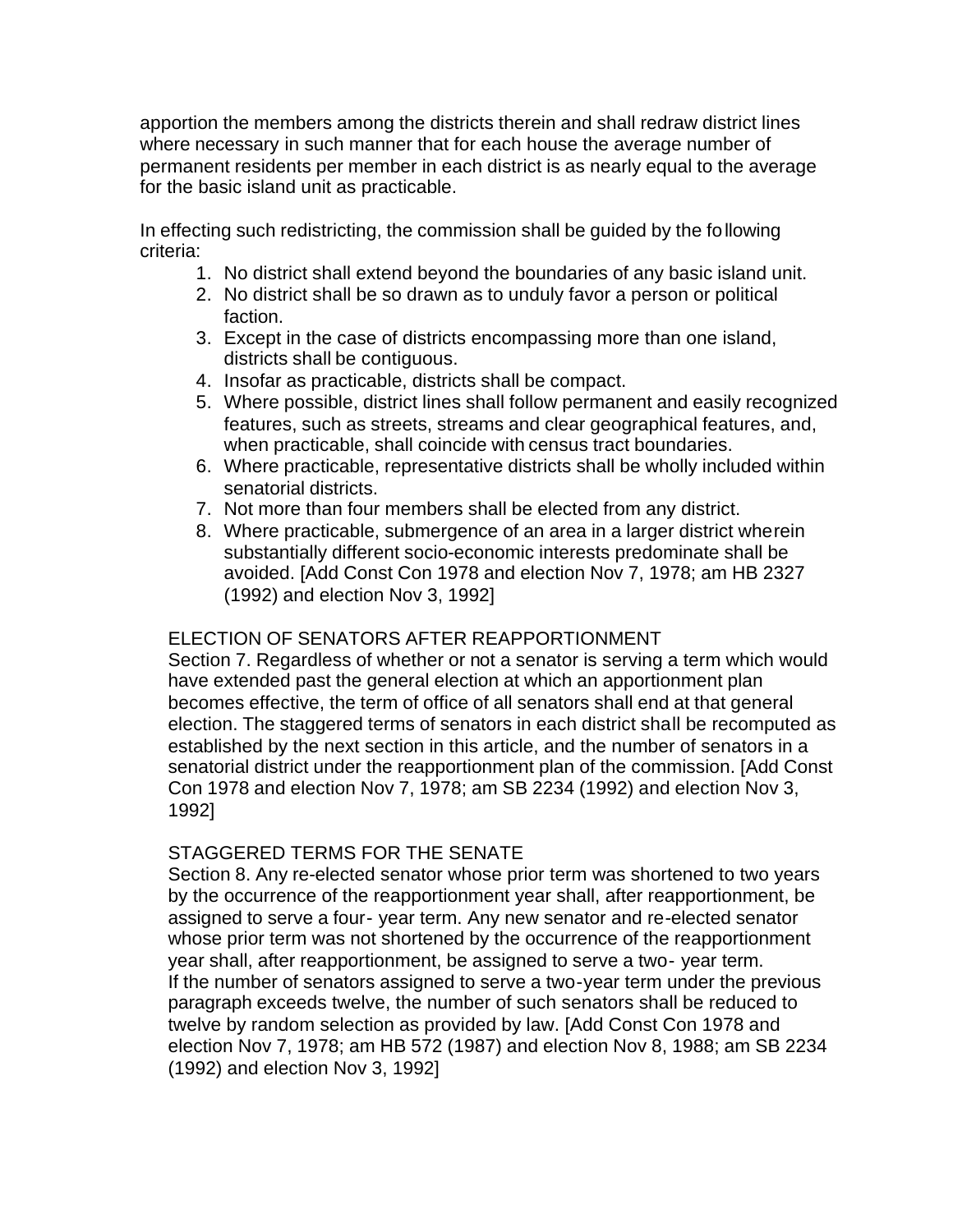apportion the members among the districts therein and shall redraw district lines where necessary in such manner that for each house the average number of permanent residents per member in each district is as nearly equal to the average for the basic island unit as practicable.

In effecting such redistricting, the commission shall be guided by the following criteria:

1. No district shall extend beyond the boundaries of any basic island unit.
2. No district shall be so drawn as to unduly favor a person or political faction.
3. Except in the case of districts encompassing more than one island, districts shall be contiguous.
4. Insofar as practicable, districts shall be compact.
5. Where possible, district lines shall follow permanent and easily recognized features, such as streets, streams and clear geographical features, and, when practicable, shall coincide with census tract boundaries.
6. Where practicable, representative districts shall be wholly included within senatorial districts.
7. Not more than four members shall be elected from any district.
8. Where practicable, submergence of an area in a larger district wherein substantially different socio-economic interests predominate shall be avoided. [Add Const Con 1978 and election Nov 7, 1978; am HB 2327 (1992) and election Nov 3, 1992]

ELECTION OF SENATORS AFTER REAPPORTIONMENT

Section 7. Regardless of whether or not a senator is serving a term which would have extended past the general election at which an apportionment plan becomes effective, the term of office of all senators shall end at that general election. The staggered terms of senators in each district shall be recomputed as established by the next section in this article, and the number of senators in a senatorial district under the reapportionment plan of the commission. [Add Const Con 1978 and election Nov 7, 1978; am SB 2234 (1992) and election Nov 3, 1992]

STAGGERED TERMS FOR THE SENATE

Section 8. Any re-elected senator whose prior term was shortened to two years by the occurrence of the reapportionment year shall, after reapportionment, be assigned to serve a four- year term. Any new senator and re-elected senator whose prior term was not shortened by the occurrence of the reapportionment year shall, after reapportionment, be assigned to serve a two- year term.
If the number of senators assigned to serve a two-year term under the previous paragraph exceeds twelve, the number of such senators shall be reduced to twelve by random selection as provided by law. [Add Const Con 1978 and election Nov 7, 1978; am HB 572 (1987) and election Nov 8, 1988; am SB 2234 (1992) and election Nov 3, 1992]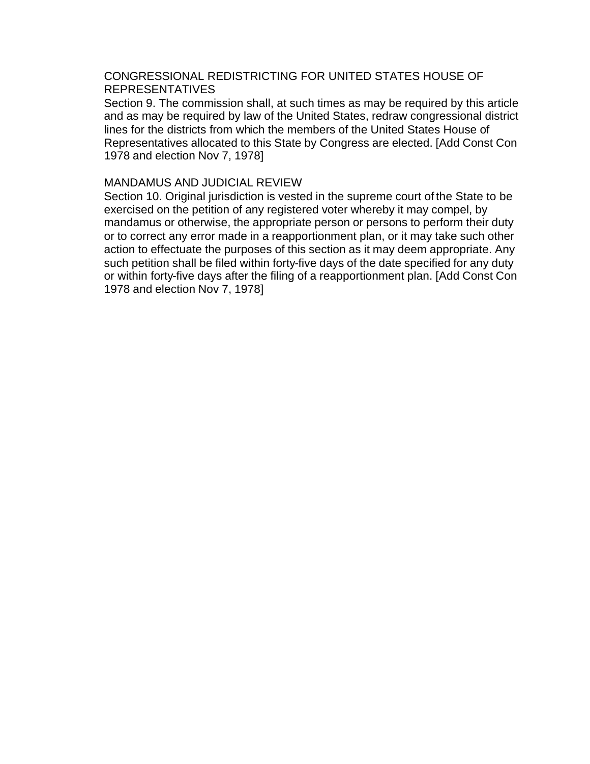CONGRESSIONAL REDISTRICTING FOR UNITED STATES HOUSE OF REPRESENTATIVES

Section 9. The commission shall, at such times as may be required by this article and as may be required by law of the United States, redraw congressional district lines for the districts from which the members of the United States House of Representatives allocated to this State by Congress are elected. [Add Const Con 1978 and election Nov 7, 1978]

MANDAMUS AND JUDICIAL REVIEW

Section 10. Original jurisdiction is vested in the supreme court of the State to be exercised on the petition of any registered voter whereby it may compel, by mandamus or otherwise, the appropriate person or persons to perform their duty or to correct any error made in a reapportionment plan, or it may take such other action to effectuate the purposes of this section as it may deem appropriate. Any such petition shall be filed within forty-five days of the date specified for any duty or within forty-five days after the filing of a reapportionment plan. [Add Const Con 1978 and election Nov 7, 1978]